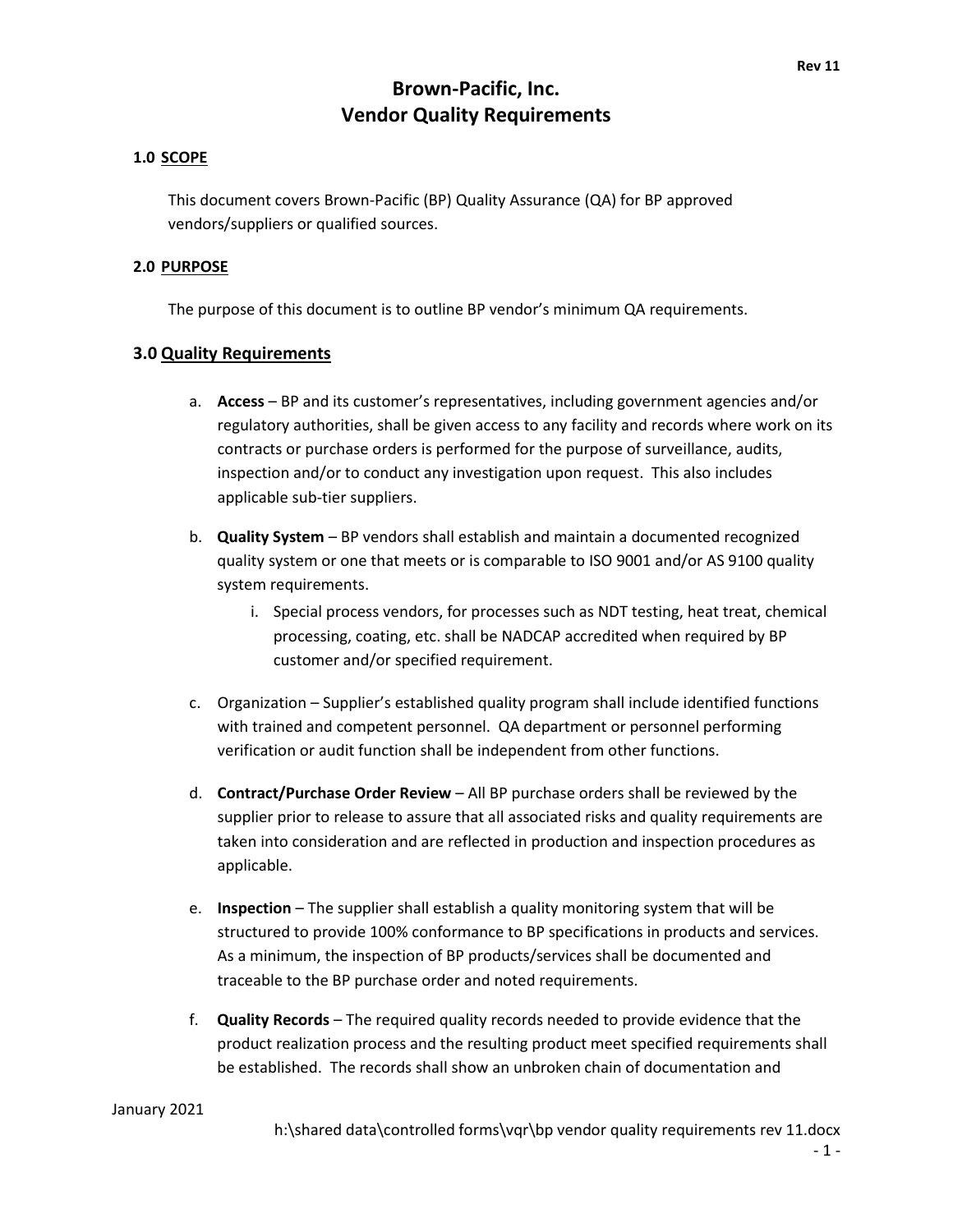# Brown-Pacific, Inc.
# Vendor Quality Requirements

### 1.0 SCOPE

This document covers Brown-Pacific (BP) Quality Assurance (QA) for BP approved vendors/suppliers or qualified sources.

### 2.0 PURPOSE

The purpose of this document is to outline BP vendor's minimum QA requirements.

## 3.0 Quality Requirements

a. **Access** – BP and its customer's representatives, including government agencies and/or regulatory authorities, shall be given access to any facility and records where work on its contracts or purchase orders is performed for the purpose of surveillance, audits, inspection and/or to conduct any investigation upon request. This also includes applicable sub-tier suppliers.

b. **Quality System** – BP vendors shall establish and maintain a documented recognized quality system or one that meets or is comparable to ISO 9001 and/or AS 9100 quality system requirements.

   i. Special process vendors, for processes such as NDT testing, heat treat, chemical processing, coating, etc. shall be NADCAP accredited when required by BP customer and/or specified requirement.

c. Organization – Supplier's established quality program shall include identified functions with trained and competent personnel. QA department or personnel performing verification or audit function shall be independent from other functions.

d. **Contract/Purchase Order Review** – All BP purchase orders shall be reviewed by the supplier prior to release to assure that all associated risks and quality requirements are taken into consideration and are reflected in production and inspection procedures as applicable.

e. **Inspection** – The supplier shall establish a quality monitoring system that will be structured to provide 100% conformance to BP specifications in products and services. As a minimum, the inspection of BP products/services shall be documented and traceable to the BP purchase order and noted requirements.

f. **Quality Records** – The required quality records needed to provide evidence that the product realization process and the resulting product meet specified requirements shall be established. The records shall show an unbroken chain of documentation and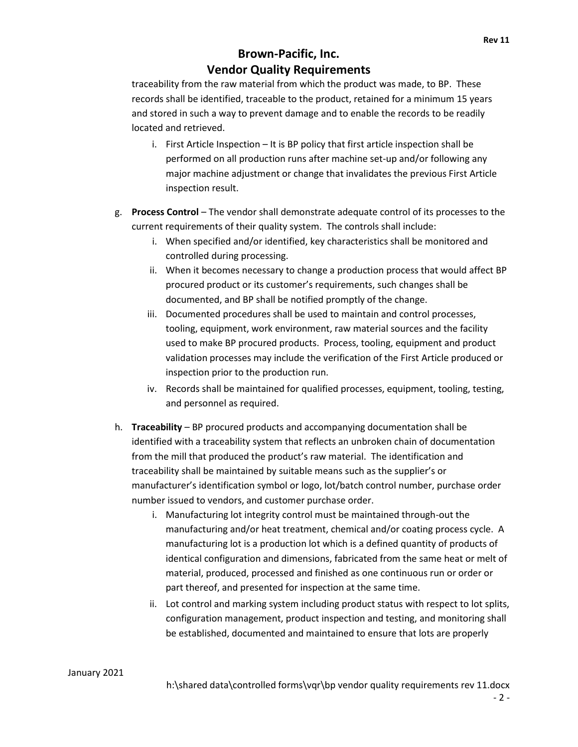traceability from the raw material from which the product was made, to BP. These records shall be identified, traceable to the product, retained for a minimum 15 years and stored in such a way to prevent damage and to enable the records to be readily located and retrieved.

   i. First Article Inspection – It is BP policy that first article inspection shall be performed on all production runs after machine set-up and/or following any major machine adjustment or change that invalidates the previous First Article inspection result.

g. **Process Control** – The vendor shall demonstrate adequate control of its processes to the current requirements of their quality system. The controls shall include:

   i. When specified and/or identified, key characteristics shall be monitored and controlled during processing.
   ii. When it becomes necessary to change a production process that would affect BP procured product or its customer's requirements, such changes shall be documented, and BP shall be notified promptly of the change.
   iii. Documented procedures shall be used to maintain and control processes, tooling, equipment, work environment, raw material sources and the facility used to make BP procured products. Process, tooling, equipment and product validation processes may include the verification of the First Article produced or inspection prior to the production run.
   iv. Records shall be maintained for qualified processes, equipment, tooling, testing, and personnel as required.

h. **Traceability** – BP procured products and accompanying documentation shall be identified with a traceability system that reflects an unbroken chain of documentation from the mill that produced the product's raw material. The identification and traceability shall be maintained by suitable means such as the supplier's or manufacturer's identification symbol or logo, lot/batch control number, purchase order number issued to vendors, and customer purchase order.

   i. Manufacturing lot integrity control must be maintained through-out the manufacturing and/or heat treatment, chemical and/or coating process cycle. A manufacturing lot is a production lot which is a defined quantity of products of identical configuration and dimensions, fabricated from the same heat or melt of material, produced, processed and finished as one continuous run or order or part thereof, and presented for inspection at the same time.
   ii. Lot control and marking system including product status with respect to lot splits, configuration management, product inspection and testing, and monitoring shall be established, documented and maintained to ensure that lots are properly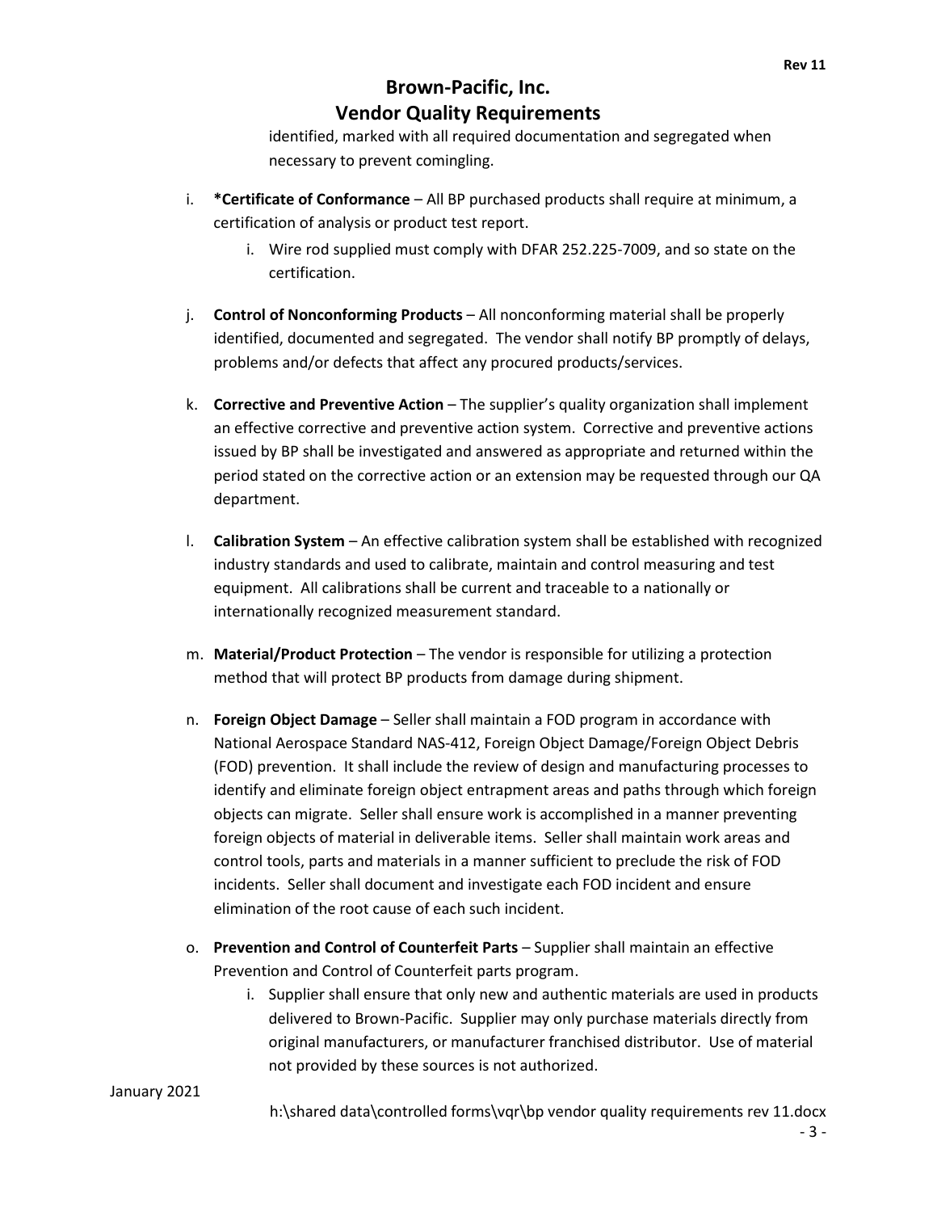identified, marked with all required documentation and segregated when necessary to prevent comingling.

i. ***Certificate of Conformance** – All BP purchased products shall require at minimum, a certification of analysis or product test report.

    i. Wire rod supplied must comply with DFAR 252.225-7009, and so state on the certification.

j. **Control of Nonconforming Products** – All nonconforming material shall be properly identified, documented and segregated. The vendor shall notify BP promptly of delays, problems and/or defects that affect any procured products/services.

k. **Corrective and Preventive Action** – The supplier's quality organization shall implement an effective corrective and preventive action system. Corrective and preventive actions issued by BP shall be investigated and answered as appropriate and returned within the period stated on the corrective action or an extension may be requested through our QA department.

l. **Calibration System** – An effective calibration system shall be established with recognized industry standards and used to calibrate, maintain and control measuring and test equipment. All calibrations shall be current and traceable to a nationally or internationally recognized measurement standard.

m. **Material/Product Protection** – The vendor is responsible for utilizing a protection method that will protect BP products from damage during shipment.

n. **Foreign Object Damage** – Seller shall maintain a FOD program in accordance with National Aerospace Standard NAS-412, Foreign Object Damage/Foreign Object Debris (FOD) prevention. It shall include the review of design and manufacturing processes to identify and eliminate foreign object entrapment areas and paths through which foreign objects can migrate. Seller shall ensure work is accomplished in a manner preventing foreign objects of material in deliverable items. Seller shall maintain work areas and control tools, parts and materials in a manner sufficient to preclude the risk of FOD incidents. Seller shall document and investigate each FOD incident and ensure elimination of the root cause of each such incident.

o. **Prevention and Control of Counterfeit Parts** – Supplier shall maintain an effective Prevention and Control of Counterfeit parts program.

    i. Supplier shall ensure that only new and authentic materials are used in products delivered to Brown-Pacific. Supplier may only purchase materials directly from original manufacturers, or manufacturer franchised distributor. Use of material not provided by these sources is not authorized.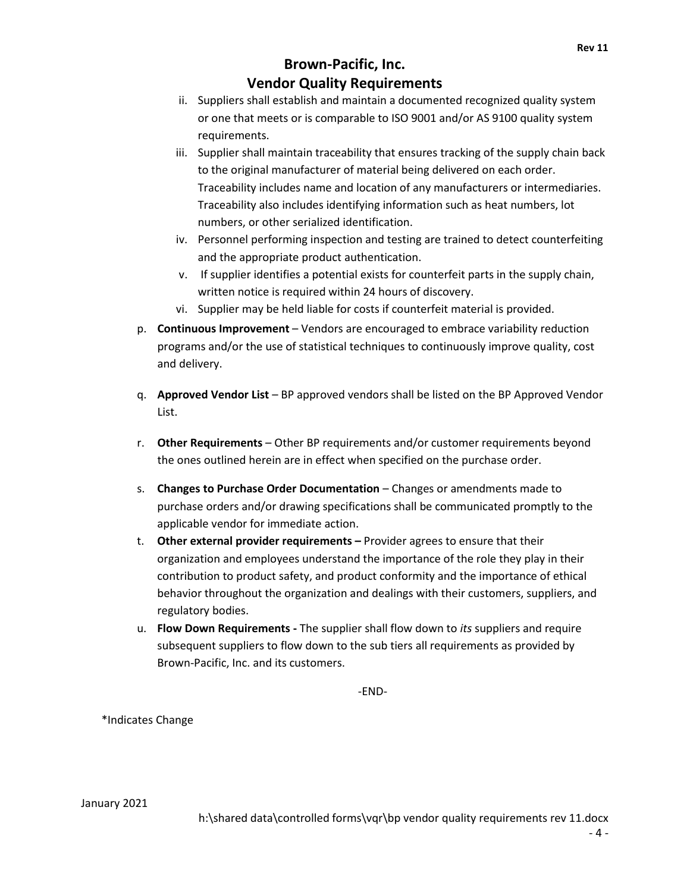ii. Suppliers shall establish and maintain a documented recognized quality system or one that meets or is comparable to ISO 9001 and/or AS 9100 quality system requirements.

iii. Supplier shall maintain traceability that ensures tracking of the supply chain back to the original manufacturer of material being delivered on each order. Traceability includes name and location of any manufacturers or intermediaries. Traceability also includes identifying information such as heat numbers, lot numbers, or other serialized identification.

iv. Personnel performing inspection and testing are trained to detect counterfeiting and the appropriate product authentication.

v. If supplier identifies a potential exists for counterfeit parts in the supply chain, written notice is required within 24 hours of discovery.

vi. Supplier may be held liable for costs if counterfeit material is provided.

p. **Continuous Improvement** – Vendors are encouraged to embrace variability reduction programs and/or the use of statistical techniques to continuously improve quality, cost and delivery.

q. **Approved Vendor List** – BP approved vendors shall be listed on the BP Approved Vendor List.

r. **Other Requirements** – Other BP requirements and/or customer requirements beyond the ones outlined herein are in effect when specified on the purchase order.

s. **Changes to Purchase Order Documentation** – Changes or amendments made to purchase orders and/or drawing specifications shall be communicated promptly to the applicable vendor for immediate action.

t. **Other external provider requirements –** Provider agrees to ensure that their organization and employees understand the importance of the role they play in their contribution to product safety, and product conformity and the importance of ethical behavior throughout the organization and dealings with their customers, suppliers, and regulatory bodies.

u. **Flow Down Requirements -** The supplier shall flow down to *its* suppliers and require subsequent suppliers to flow down to the sub tiers all requirements as provided by Brown-Pacific, Inc. and its customers.

-END-

*Indicates Change